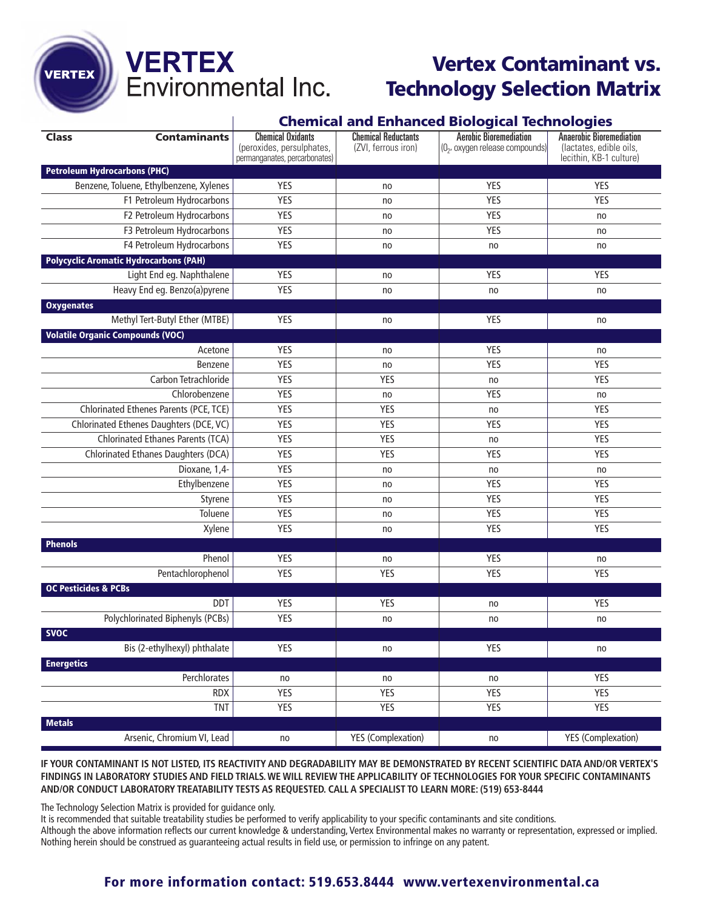# VERTEX Environmental Inc.

# Vertex Contaminant vs. Technology Selection Matrix

| Class | Contaminants | Chemical Oxidants (peroxides, persulphates, permanganates, percarbonates) | Chemical Reductants (ZVI, ferrous iron) | Aerobic Bioremediation ($O_2$, oxygen release compounds) | Anaerobic Bioremediation (lactates, edible oils, lecithin, KB-1 culture) |
|---|---|---|---|---|---|
| | | **Chemical and Enhanced Biological Technologies** | | | |
| **Petroleum Hydrocarbons (PHC)** | | | | | |
| | Benzene, Toluene, Ethylbenzene, Xylenes | YES | no | YES | YES |
| | F1 Petroleum Hydrocarbons | YES | no | YES | YES |
| | F2 Petroleum Hydrocarbons | YES | no | YES | no |
| | F3 Petroleum Hydrocarbons | YES | no | YES | no |
| | F4 Petroleum Hydrocarbons | YES | no | no | no |
| **Polycyclic Aromatic Hydrocarbons (PAH)** | | | | | |
| | Light End eg. Naphthalene | YES | no | YES | YES |
| | Heavy End eg. Benzo(a)pyrene | YES | no | no | no |
| **Oxygenates** | | | | | |
| | Methyl Tert-Butyl Ether (MTBE) | YES | no | YES | no |
| **Volatile Organic Compounds (VOC)** | | | | | |
| | Acetone | YES | no | YES | no |
| | Benzene | YES | no | YES | YES |
| | Carbon Tetrachloride | YES | YES | no | YES |
| | Chlorobenzene | YES | no | YES | no |
| | Chlorinated Ethenes Parents (PCE, TCE) | YES | YES | no | YES |
| | Chlorinated Ethenes Daughters (DCE, VC) | YES | YES | YES | YES |
| | Chlorinated Ethanes Parents (TCA) | YES | YES | no | YES |
| | Chlorinated Ethanes Daughters (DCA) | YES | YES | YES | YES |
| | Dioxane, 1,4- | YES | no | no | no |
| | Ethylbenzene | YES | no | YES | YES |
| | Styrene | YES | no | YES | YES |
| | Toluene | YES | no | YES | YES |
| | Xylene | YES | no | YES | YES |
| **Phenols** | | | | | |
| | Phenol | YES | no | YES | no |
| | Pentachlorophenol | YES | YES | YES | YES |
| **OC Pesticides & PCBs** | | | | | |
| | DDT | YES | YES | no | YES |
| | Polychlorinated Biphenyls (PCBs) | YES | no | no | no |
| **SVOC** | | | | | |
| | Bis (2-ethylhexyl) phthalate | YES | no | YES | no |
| **Energetics** | | | | | |
| | Perchlorates | no | no | no | YES |
| | RDX | YES | YES | YES | YES |
| | TNT | YES | YES | YES | YES |
| **Metals** | | | | | |
| | Arsenic, Chromium VI, Lead | no | YES (Complexation) | no | YES (Complexation) |

**IF YOUR CONTAMINANT IS NOT LISTED, ITS REACTIVITY AND DEGRADABILITY MAY BE DEMONSTRATED BY RECENT SCIENTIFIC DATA AND/OR VERTEX'S FINDINGS IN LABORATORY STUDIES AND FIELD TRIALS. WE WILL REVIEW THE APPLICABILITY OF TECHNOLOGIES FOR YOUR SPECIFIC CONTAMINANTS AND/OR CONDUCT LABORATORY TREATABILITY TESTS AS REQUESTED. CALL A SPECIALIST TO LEARN MORE: (519) 653-8444**

The Technology Selection Matrix is provided for guidance only.
It is recommended that suitable treatability studies be performed to verify applicability to your specific contaminants and site conditions.
Although the above information reflects our current knowledge & understanding, Vertex Environmental makes no warranty or representation, expressed or implied. Nothing herein should be construed as guaranteeing actual results in field use, or permission to infringe on any patent.

**For more information contact: 519.653.8444 www.vertexenvironmental.ca**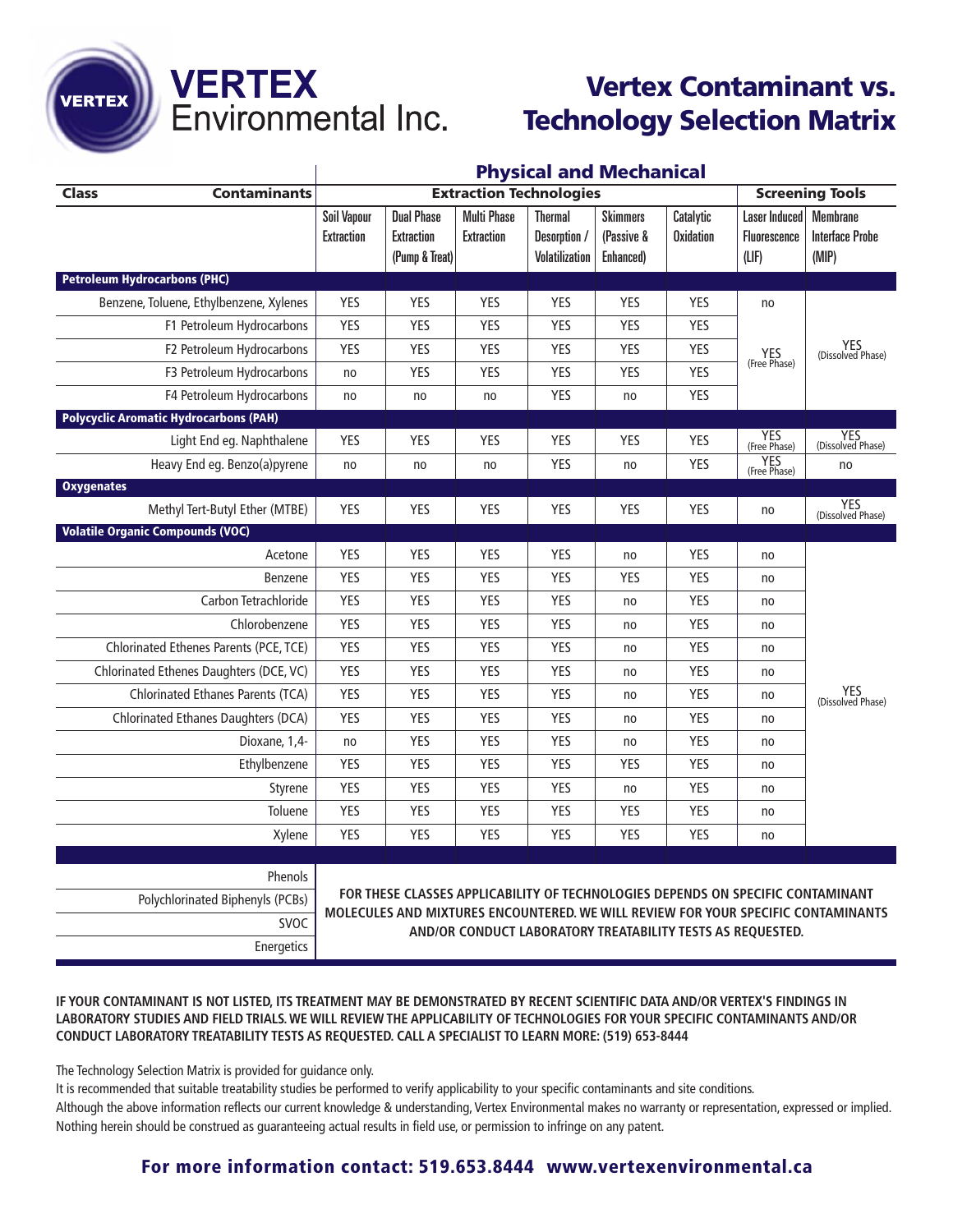# VERTEX Environmental Inc.

# Vertex Contaminant vs. Technology Selection Matrix

| Class / Contaminants | Physical and Mechanical | | | | | | | |
|---|---|---|---|---|---|---|---|---|
| | Extraction Technologies | | | | | | Screening Tools | |
| | Soil Vapour Extraction | Dual Phase Extraction (Pump & Treat) | Multi Phase Extraction | Thermal Desorption / Volatilization | Skimmers (Passive & Enhanced) | Catalytic Oxidation | Laser Induced Fluorescence (LIF) | Membrane Interface Probe (MIP) |
| **Petroleum Hydrocarbons (PHC)** | | | | | | | | |
| Benzene, Toluene, Ethylbenzene, Xylenes | YES | YES | YES | YES | YES | YES | no | YES (Dissolved Phase) |
| F1 Petroleum Hydrocarbons | YES | YES | YES | YES | YES | YES | YES (Free Phase) | YES (Dissolved Phase) |
| F2 Petroleum Hydrocarbons | YES | YES | YES | YES | YES | YES | YES (Free Phase) | YES (Dissolved Phase) |
| F3 Petroleum Hydrocarbons | no | YES | YES | YES | YES | YES | YES (Free Phase) | YES (Dissolved Phase) |
| F4 Petroleum Hydrocarbons | no | no | no | YES | no | YES | YES (Free Phase) | YES (Dissolved Phase) |
| **Polycyclic Aromatic Hydrocarbons (PAH)** | | | | | | | | |
| Light End eg. Naphthalene | YES | YES | YES | YES | YES | YES | YES (Free Phase) | YES (Dissolved Phase) |
| Heavy End eg. Benzo(a)pyrene | no | no | no | YES | no | YES | YES (Free Phase) | no |
| **Oxygenates** | | | | | | | | |
| Methyl Tert-Butyl Ether (MTBE) | YES | YES | YES | YES | YES | YES | no | YES (Dissolved Phase) |
| **Volatile Organic Compounds (VOC)** | | | | | | | | |
| Acetone | YES | YES | YES | YES | no | YES | no | YES (Dissolved Phase) |
| Benzene | YES | YES | YES | YES | YES | YES | no | YES (Dissolved Phase) |
| Carbon Tetrachloride | YES | YES | YES | YES | no | YES | no | YES (Dissolved Phase) |
| Chlorobenzene | YES | YES | YES | YES | no | YES | no | YES (Dissolved Phase) |
| Chlorinated Ethenes Parents (PCE, TCE) | YES | YES | YES | YES | no | YES | no | YES (Dissolved Phase) |
| Chlorinated Ethenes Daughters (DCE, VC) | YES | YES | YES | YES | no | YES | no | YES (Dissolved Phase) |
| Chlorinated Ethanes Parents (TCA) | YES | YES | YES | YES | no | YES | no | YES (Dissolved Phase) |
| Chlorinated Ethanes Daughters (DCA) | YES | YES | YES | YES | no | YES | no | YES (Dissolved Phase) |
| Dioxane, 1,4- | no | YES | YES | YES | no | YES | no | YES (Dissolved Phase) |
| Ethylbenzene | YES | YES | YES | YES | YES | YES | no | YES (Dissolved Phase) |
| Styrene | YES | YES | YES | YES | no | YES | no | YES (Dissolved Phase) |
| Toluene | YES | YES | YES | YES | YES | YES | no | YES (Dissolved Phase) |
| Xylene | YES | YES | YES | YES | YES | YES | no | YES (Dissolved Phase) |
| Phenols | FOR THESE CLASSES APPLICABILITY OF TECHNOLOGIES DEPENDS ON SPECIFIC CONTAMINANT MOLECULES AND MIXTURES ENCOUNTERED. WE WILL REVIEW FOR YOUR SPECIFIC CONTAMINANTS AND/OR CONDUCT LABORATORY TREATABILITY TESTS AS REQUESTED. | | | | | | | |
| Polychlorinated Biphenyls (PCBs) | | | | | | | | |
| SVOC | | | | | | | | |
| Energetics | | | | | | | | |

**IF YOUR CONTAMINANT IS NOT LISTED, ITS TREATMENT MAY BE DEMONSTRATED BY RECENT SCIENTIFIC DATA AND/OR VERTEX'S FINDINGS IN LABORATORY STUDIES AND FIELD TRIALS. WE WILL REVIEW THE APPLICABILITY OF TECHNOLOGIES FOR YOUR SPECIFIC CONTAMINANTS AND/OR CONDUCT LABORATORY TREATABILITY TESTS AS REQUESTED. CALL A SPECIALIST TO LEARN MORE: (519) 653-8444**

The Technology Selection Matrix is provided for guidance only.
It is recommended that suitable treatability studies be performed to verify applicability to your specific contaminants and site conditions.
Although the above information reflects our current knowledge & understanding, Vertex Environmental makes no warranty or representation, expressed or implied. Nothing herein should be construed as guaranteeing actual results in field use, or permission to infringe on any patent.

## For more information contact: 519.653.8444 www.vertexenvironmental.ca